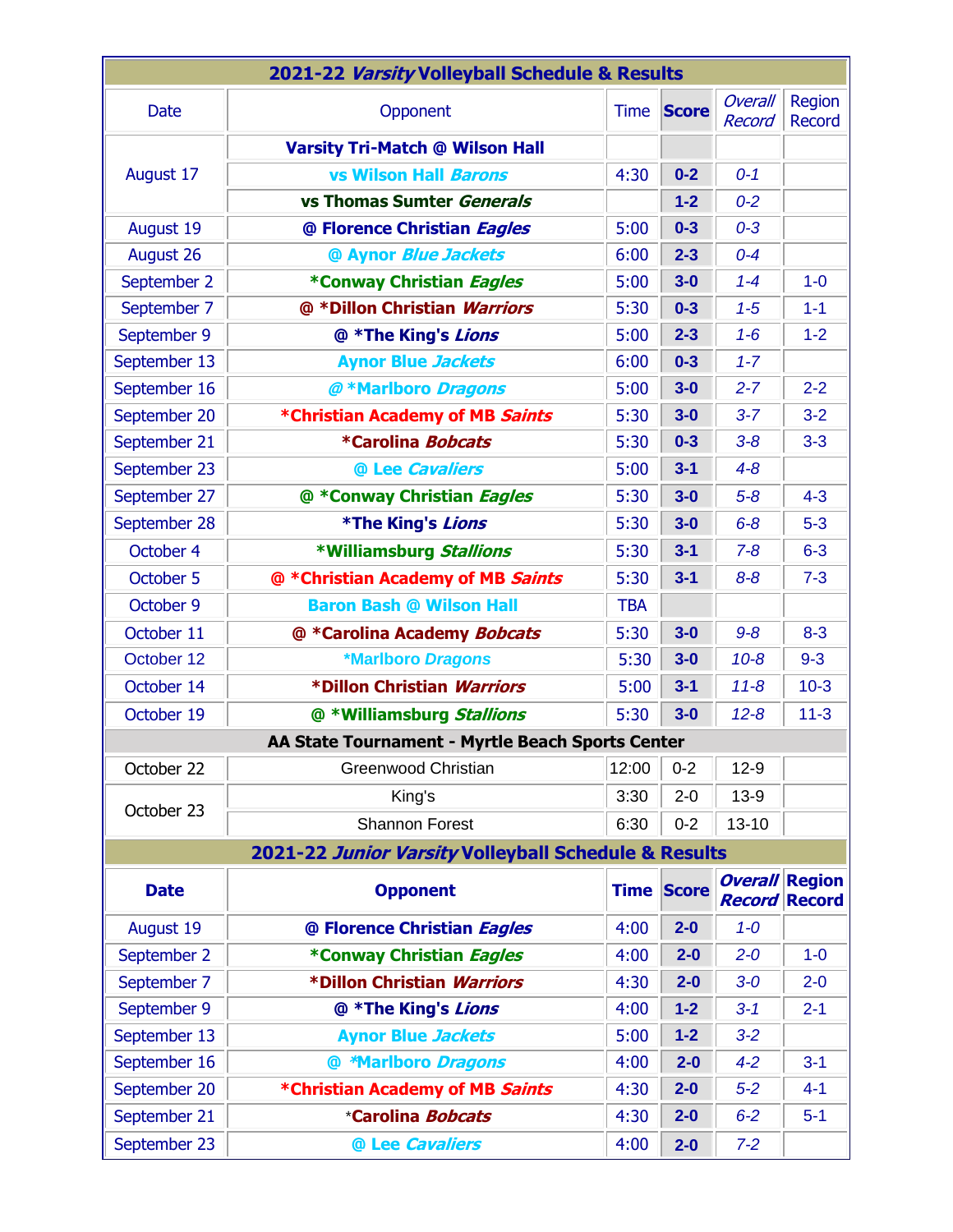## 2021-22 *Varsity* Volleyball Schedule & Results

| Date | Opponent | Time | Score | *Overall Record* | Region Record |
|---|---|---|---|---|---|
| August 17 | **Varsity Tri-Match @ Wilson Hall** | | | | |
| | **vs Wilson Hall *Barons*** | 4:30 | **0-2** | *0-1* | |
| | **vs Thomas Sumter *Generals*** | | **1-2** | *0-2* | |
| August 19 | **@ Florence Christian *Eagles*** | 5:00 | **0-3** | *0-3* | |
| August 26 | **@ Aynor *Blue Jackets*** | 6:00 | **2-3** | *0-4* | |
| September 2 | **\*Conway Christian *Eagles*** | 5:00 | **3-0** | *1-4* | 1-0 |
| September 7 | **@ \*Dillon Christian *Warriors*** | 5:30 | **0-3** | *1-5* | 1-1 |
| September 9 | **@ \*The King's *Lions*** | 5:00 | **2-3** | *1-6* | 1-2 |
| September 13 | **Aynor Blue *Jackets*** | 6:00 | **0-3** | *1-7* | |
| September 16 | ***@* \*Marlboro *Dragons*** | 5:00 | **3-0** | *2-7* | 2-2 |
| September 20 | **\*Christian Academy of MB *Saints*** | 5:30 | **3-0** | *3-7* | 3-2 |
| September 21 | **\*Carolina *Bobcats*** | 5:30 | **0-3** | *3-8* | 3-3 |
| September 23 | **@ Lee *Cavaliers*** | 5:00 | **3-1** | *4-8* | |
| September 27 | **@ \*Conway Christian *Eagles*** | 5:30 | **3-0** | *5-8* | 4-3 |
| September 28 | **\*The King's *Lions*** | 5:30 | **3-0** | *6-8* | 5-3 |
| October 4 | **\*Williamsburg *Stallions*** | 5:30 | **3-1** | *7-8* | 6-3 |
| October 5 | **@ \*Christian Academy of MB *Saints*** | 5:30 | **3-1** | *8-8* | 7-3 |
| October 9 | **Baron Bash @ Wilson Hall** | TBA | | | |
| October 11 | **@ \*Carolina Academy *Bobcats*** | 5:30 | **3-0** | *9-8* | 8-3 |
| October 12 | ***\*Marlboro Dragons*** | 5:30 | **3-0** | *10-8* | 9-3 |
| October 14 | **\*Dillon Christian *Warriors*** | 5:00 | **3-1** | *11-8* | 10-3 |
| October 19 | **@ \*Williamsburg *Stallions*** | 5:30 | **3-0** | *12-8* | 11-3 |
| **AA State Tournament - Myrtle Beach Sports Center** | | | | | |
| October 22 | Greenwood Christian | 12:00 | 0-2 | 12-9 | |
| October 23 | King's | 3:30 | 2-0 | 13-9 | |
| | Shannon Forest | 6:30 | 0-2 | 13-10 | |

## 2021-22 *Junior Varsity* Volleyball Schedule & Results

| **Date** | **Opponent** | **Time** | **Score** | ***Overall Record*** | **Region Record** |
|---|---|---|---|---|---|
| August 19 | **@ Florence Christian *Eagles*** | 4:00 | **2-0** | *1-0* | |
| September 2 | **\*Conway Christian *Eagles*** | 4:00 | **2-0** | *2-0* | 1-0 |
| September 7 | **\*Dillon Christian *Warriors*** | 4:30 | **2-0** | *3-0* | 2-0 |
| September 9 | **@ \*The King's *Lions*** | 4:00 | **1-2** | *3-1* | 2-1 |
| September 13 | **Aynor Blue *Jackets*** | 5:00 | **1-2** | *3-2* | |
| September 16 | **@ *\*Marlboro Dragons*** | 4:00 | **2-0** | *4-2* | 3-1 |
| September 20 | **\*Christian Academy of MB *Saints*** | 4:30 | **2-0** | *5-2* | 4-1 |
| September 21 | \***Carolina *Bobcats*** | 4:30 | **2-0** | *6-2* | 5-1 |
| September 23 | **@ Lee *Cavaliers*** | 4:00 | **2-0** | *7-2* | |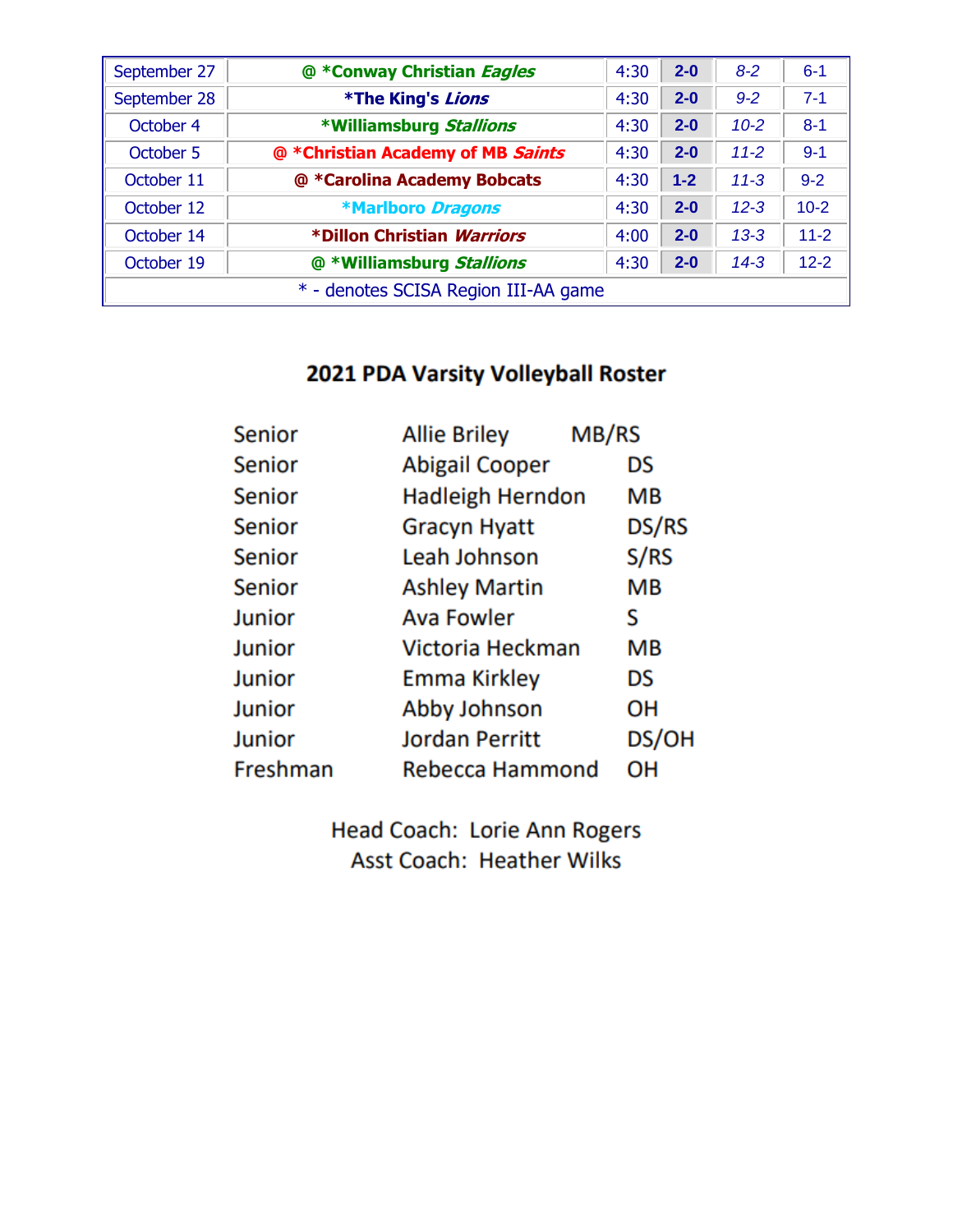| | | | | | |
|---|---|---|---|---|---|
| September 27 | **@ *Conway Christian *Eagles*** | 4:30 | **2-0** | *8-2* | 6-1 |
| September 28 | ***The King's *Lions*** | 4:30 | **2-0** | *9-2* | 7-1 |
| October 4 | ***Williamsburg *Stallions*** | 4:30 | **2-0** | *10-2* | 8-1 |
| October 5 | **@ *Christian Academy of MB *Saints*** | 4:30 | **2-0** | *11-2* | 9-1 |
| October 11 | **@ *Carolina Academy Bobcats** | 4:30 | **1-2** | *11-3* | 9-2 |
| October 12 | ***Marlboro *Dragons*** | 4:30 | **2-0** | *12-3* | 10-2 |
| October 14 | ***Dillon Christian *Warriors*** | 4:00 | **2-0** | *13-3* | 11-2 |
| October 19 | **@ *Williamsburg *Stallions*** | 4:30 | **2-0** | *14-3* | 12-2 |
| * - denotes SCISA Region III-AA game | | | | | |

## 2021 PDA Varsity Volleyball Roster

| | | |
|---|---|---|
| Senior | Allie Briley | MB/RS |
| Senior | Abigail Cooper | DS |
| Senior | Hadleigh Herndon | MB |
| Senior | Gracyn Hyatt | DS/RS |
| Senior | Leah Johnson | S/RS |
| Senior | Ashley Martin | MB |
| Junior | Ava Fowler | S |
| Junior | Victoria Heckman | MB |
| Junior | Emma Kirkley | DS |
| Junior | Abby Johnson | OH |
| Junior | Jordan Perritt | DS/OH |
| Freshman | Rebecca Hammond | OH |

Head Coach: Lorie Ann Rogers
Asst Coach: Heather Wilks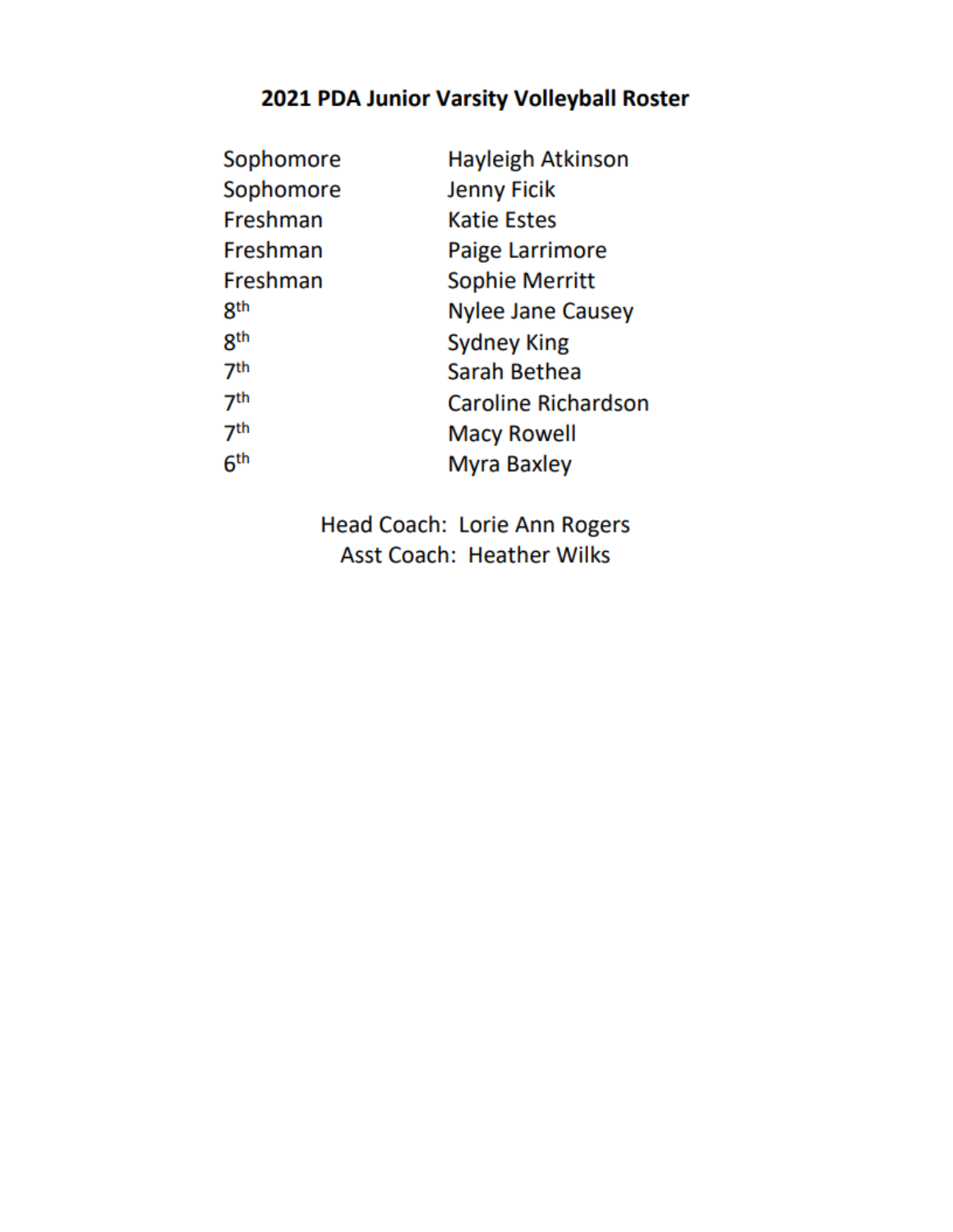# 2021 PDA Junior Varsity Volleyball Roster

| | |
|---|---|
| Sophomore | Hayleigh Atkinson |
| Sophomore | Jenny Ficik |
| Freshman | Katie Estes |
| Freshman | Paige Larrimore |
| Freshman | Sophie Merritt |
| 8th | Nylee Jane Causey |
| 8th | Sydney King |
| 7th | Sarah Bethea |
| 7th | Caroline Richardson |
| 7th | Macy Rowell |
| 6th | Myra Baxley |

Head Coach: Lorie Ann Rogers
Asst Coach: Heather Wilks